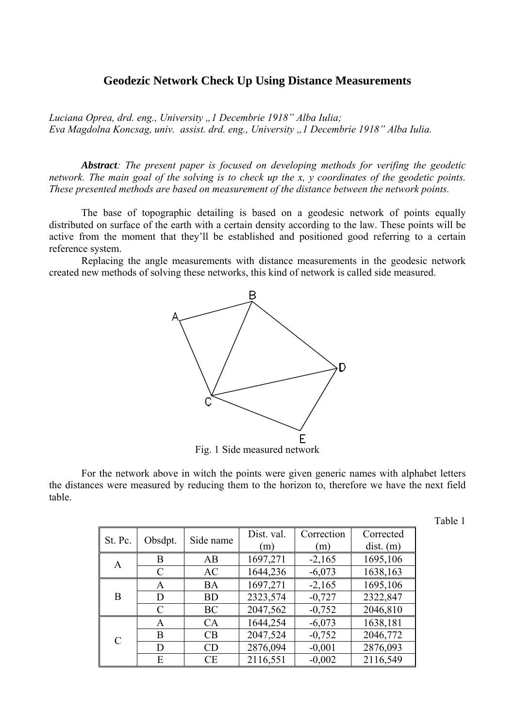# Geodezic Network Check Up Using Distance Measurements

*Luciana Oprea, drd. eng., University „1 Decembrie 1918" Alba Iulia;*
*Eva Magdolna Koncsag, univ. assist. drd. eng., University „1 Decembrie 1918" Alba Iulia.*

***Abstract**: The present paper is focused on developing methods for verifing the geodetic network. The main goal of the solving is to check up the x, y coordinates of the geodetic points. These presented methods are based on measurement of the distance between the network points.*

The base of topographic detailing is based on a geodesic network of points equally distributed on surface of the earth with a certain density according to the law. These points will be active from the moment that they'll be established and positioned good referring to a certain reference system.

Replacing the angle measurements with distance measurements in the geodesic network created new methods of solving these networks, this kind of network is called side measured.

Fig. 1 Side measured network

For the network above in witch the points were given generic names with alphabet letters the distances were measured by reducing them to the horizon to, therefore we have the next field table.

Table 1

| St. Pc. | Obsdpt. | Side name | Dist. val. (m) | Correction (m) | Corrected dist. (m) |
|---|---|---|---|---|---|
| A | B | AB | 1697,271 | -2,165 | 1695,106 |
| | C | AC | 1644,236 | -6,073 | 1638,163 |
| B | A | BA | 1697,271 | -2,165 | 1695,106 |
| | D | BD | 2323,574 | -0,727 | 2322,847 |
| | C | BC | 2047,562 | -0,752 | 2046,810 |
| C | A | CA | 1644,254 | -6,073 | 1638,181 |
| | B | CB | 2047,524 | -0,752 | 2046,772 |
| | D | CD | 2876,094 | -0,001 | 2876,093 |
| | E | CE | 2116,551 | -0,002 | 2116,549 |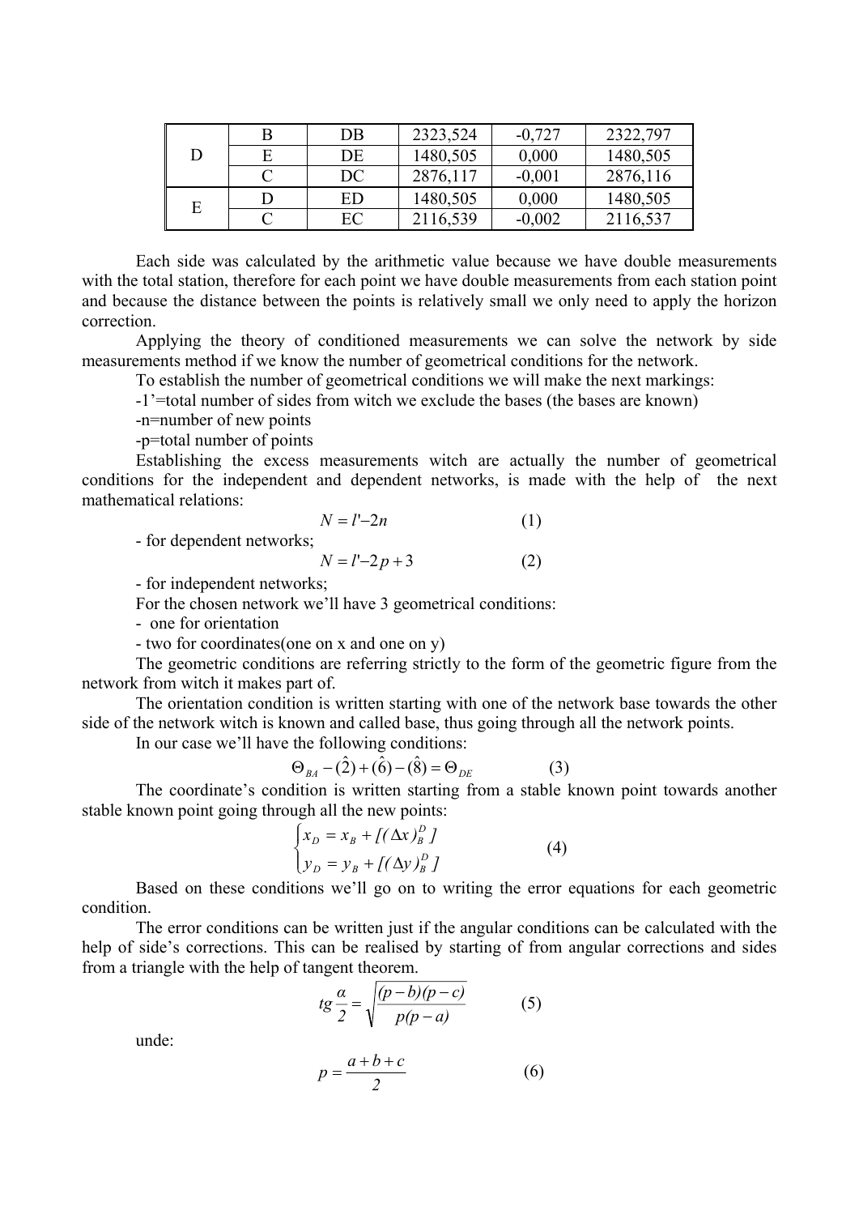| | | | | | |
|---|---|---|---|---|---|
| D | B | DB | 2323,524 | -0,727 | 2322,797 |
| | E | DE | 1480,505 | 0,000 | 1480,505 |
| | C | DC | 2876,117 | -0,001 | 2876,116 |
| E | D | ED | 1480,505 | 0,000 | 1480,505 |
| | C | EC | 2116,539 | -0,002 | 2116,537 |

Each side was calculated by the arithmetic value because we have double measurements with the total station, therefore for each point we have double measurements from each station point and because the distance between the points is relatively small we only need to apply the horizon correction.

Applying the theory of conditioned measurements we can solve the network by side measurements method if we know the number of geometrical conditions for the network.

To establish the number of geometrical conditions we will make the next markings:

-1'=total number of sides from witch we exclude the bases (the bases are known)

-n=number of new points

-p=total number of points

Establishing the excess measurements witch are actually the number of geometrical conditions for the independent and dependent networks, is made with the help of the next mathematical relations:

$$N = l' - 2n \qquad (1)$$

- for dependent networks;

$$N = l' - 2p + 3 \qquad (2)$$

- for independent networks;

For the chosen network we'll have 3 geometrical conditions:

- one for orientation
- two for coordinates(one on x and one on y)

The geometric conditions are referring strictly to the form of the geometric figure from the network from witch it makes part of.

The orientation condition is written starting with one of the network base towards the other side of the network witch is known and called base, thus going through all the network points.

In our case we'll have the following conditions:

$$\Theta_{BA} - (\hat{2}) + (\hat{6}) - (\hat{8}) = \Theta_{DE} \qquad (3)$$

The coordinate's condition is written starting from a stable known point towards another stable known point going through all the new points:

$$\begin{cases} x_D = x_B + [(\Delta x)_B^D] \\ y_D = y_B + [(\Delta y)_B^D] \end{cases} \qquad (4)$$

Based on these conditions we'll go on to writing the error equations for each geometric condition.

The error conditions can be written just if the angular conditions can be calculated with the help of side's corrections. This can be realised by starting of from angular corrections and sides from a triangle with the help of tangent theorem.

$$tg\frac{\alpha}{2} = \sqrt{\frac{(p-b)(p-c)}{p(p-a)}} \qquad (5)$$

unde:

$$p = \frac{a+b+c}{2} \qquad (6)$$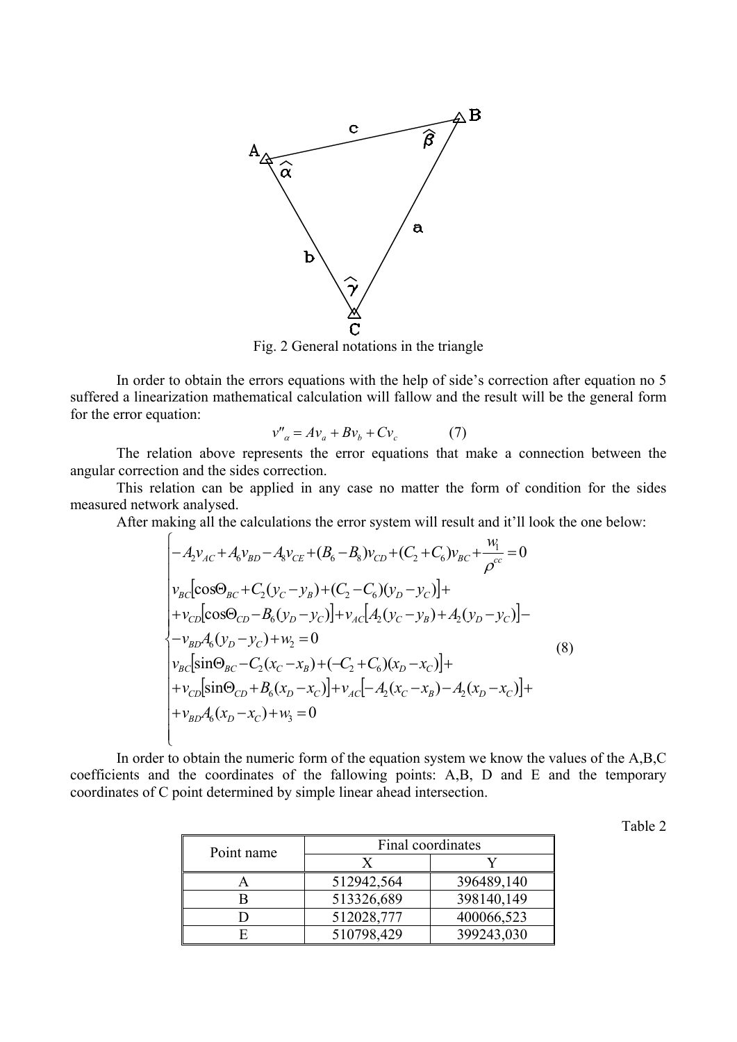Fig. 2 General notations in the triangle

In order to obtain the errors equations with the help of side's correction after equation no 5 suffered a linearization mathematical calculation will fallow and the result will be the general form for the error equation:

$$v''_{\alpha} = Av_a + Bv_b + Cv_c \qquad (7)$$

The relation above represents the error equations that make a connection between the angular correction and the sides correction.

This relation can be applied in any case no matter the form of condition for the sides measured network analysed.

After making all the calculations the error system will result and it'll look the one below:

$$\begin{cases} -A_2 v_{AC} + A_6 v_{BD} - A_8 v_{CE} + (B_6 - B_8) v_{CD} + (C_2 + C_6) v_{BC} + \dfrac{w_1}{\rho^{cc}} = 0 \\ v_{BC}\left[\cos\Theta_{BC} + C_2(y_C - y_B) + (C_2 - C_6)(y_D - y_C)\right] + \\ + v_{CD}\left[\cos\Theta_{CD} - B_6(y_D - y_C)\right] + v_{AC}\left[A_2(y_C - y_B) + A_2(y_D - y_C)\right] - \\ - v_{BD} A_6 (y_D - y_C) + w_2 = 0 \\ v_{BC}\left[\sin\Theta_{BC} - C_2(x_C - x_B) + (-C_2 + C_6)(x_D - x_C)\right] + \\ + v_{CD}\left[\sin\Theta_{CD} + B_6(x_D - x_C)\right] + v_{AC}\left[-A_2(x_C - x_B) - A_2(x_D - x_C)\right] + \\ + v_{BD} A_6 (x_D - x_C) + w_3 = 0 \end{cases} \qquad (8)$$

In order to obtain the numeric form of the equation system we know the values of the A,B,C coefficients and the coordinates of the fallowing points: A,B, D and E and the temporary coordinates of C point determined by simple linear ahead intersection.

Table 2

| Point name | Final coordinates | |
|---|---|---|
| | X | Y |
| A | 512942,564 | 396489,140 |
| B | 513326,689 | 398140,149 |
| D | 512028,777 | 400066,523 |
| E | 510798,429 | 399243,030 |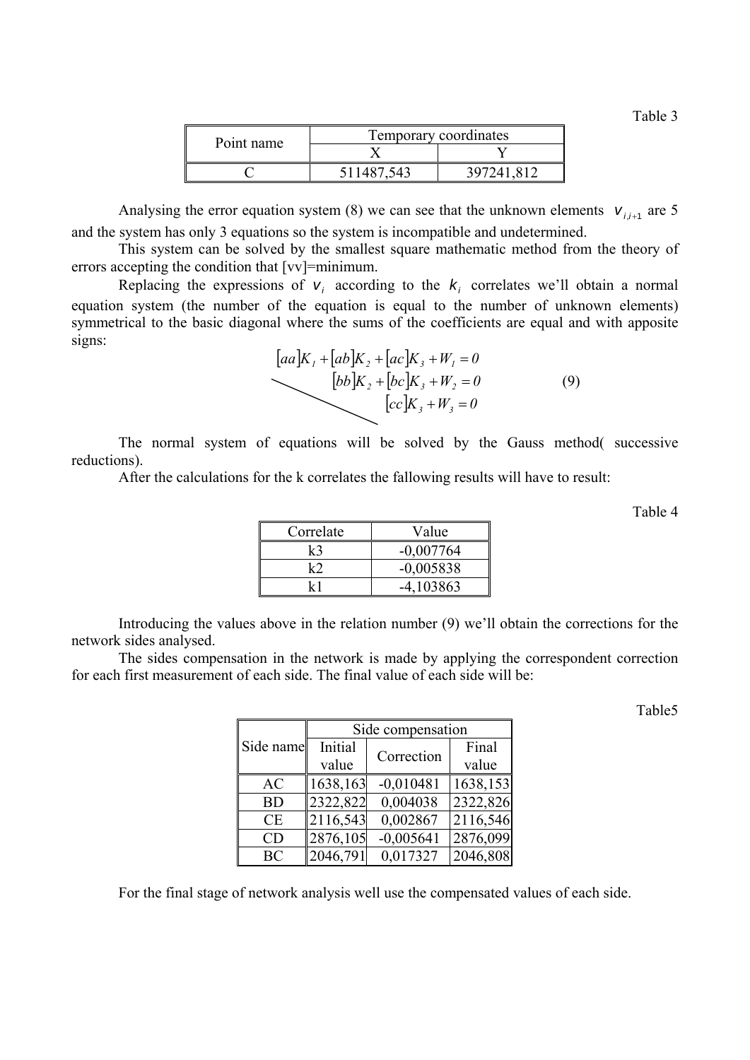Table 3

| Point name | Temporary coordinates | |
|---|---|---|
| | X | Y |
| C | 511487,543 | 397241,812 |

Analysing the error equation system (8) we can see that the unknown elements $v_{i,i+1}$ are 5 and the system has only 3 equations so the system is incompatible and undetermined.

This system can be solved by the smallest square mathematic method from the theory of errors accepting the condition that [vv]=minimum.

Replacing the expressions of $v_i$ according to the $k_i$ correlates we'll obtain a normal equation system (the number of the equation is equal to the number of unknown elements) symmetrical to the basic diagonal where the sums of the coefficients are equal and with apposite signs:

$$\begin{aligned} [aa]K_1 + [ab]K_2 + [ac]K_3 + W_1 = 0 \\ [bb]K_2 + [bc]K_3 + W_2 = 0 \\ [cc]K_3 + W_3 = 0 \end{aligned} \qquad (9)$$

The normal system of equations will be solved by the Gauss method( successive reductions).

After the calculations for the k correlates the fallowing results will have to result:

Table 4

| Correlate | Value |
|---|---|
| k3 | -0,007764 |
| k2 | -0,005838 |
| k1 | -4,103863 |

Introducing the values above in the relation number (9) we'll obtain the corrections for the network sides analysed.

The sides compensation in the network is made by applying the correspondent correction for each first measurement of each side. The final value of each side will be:

Table5

| Side name | Side compensation | | |
|---|---|---|---|
| | Initial value | Correction | Final value |
| AC | 1638,163 | -0,010481 | 1638,153 |
| BD | 2322,822 | 0,004038 | 2322,826 |
| CE | 2116,543 | 0,002867 | 2116,546 |
| CD | 2876,105 | -0,005641 | 2876,099 |
| BC | 2046,791 | 0,017327 | 2046,808 |

For the final stage of network analysis well use the compensated values of each side.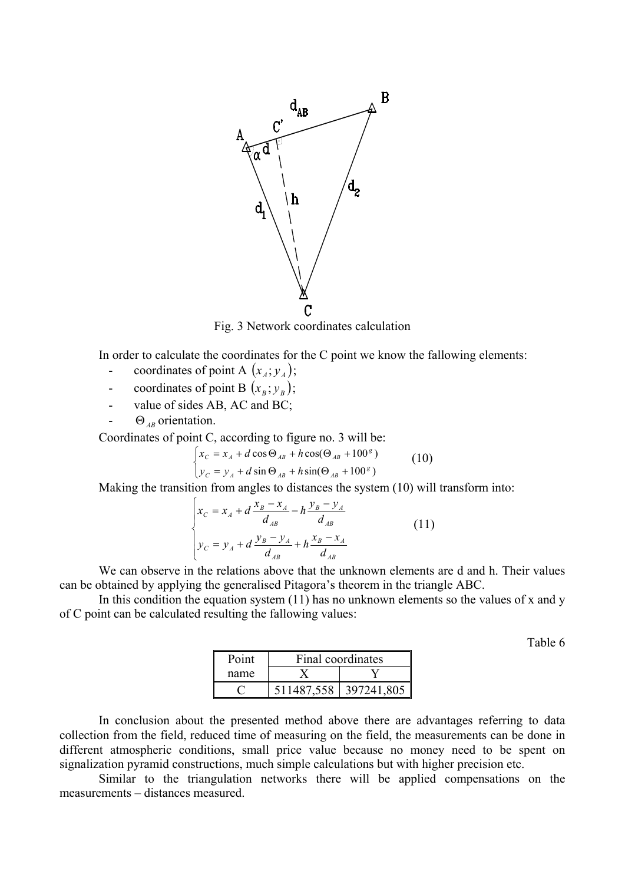Fig. 3 Network coordinates calculation

In order to calculate the coordinates for the C point we know the fallowing elements:

- coordinates of point A $(x_A; y_A)$;
- coordinates of point B $(x_B; y_B)$;
- value of sides AB, AC and BC;
- $\Theta_{AB}$ orientation.

Coordinates of point C, according to figure no. 3 will be:

$$\begin{cases} x_C = x_A + d\cos\Theta_{AB} + h\cos(\Theta_{AB} + 100^g) \\ y_C = y_A + d\sin\Theta_{AB} + h\sin(\Theta_{AB} + 100^g) \end{cases} \quad (10)$$

Making the transition from angles to distances the system (10) will transform into:

$$\begin{cases} x_C = x_A + d\dfrac{x_B - x_A}{d_{AB}} - h\dfrac{y_B - y_A}{d_{AB}} \\ y_C = y_A + d\dfrac{y_B - y_A}{d_{AB}} + h\dfrac{x_B - x_A}{d_{AB}} \end{cases} \quad (11)$$

We can observe in the relations above that the unknown elements are d and h. Their values can be obtained by applying the generalised Pitagora's theorem in the triangle ABC.

In this condition the equation system (11) has no unknown elements so the values of x and y of C point can be calculated resulting the fallowing values:

Table 6

| Point name | Final coordinates | |
|---|---|---|
| | X | Y |
| C | 511487,558 | 397241,805 |

In conclusion about the presented method above there are advantages referring to data collection from the field, reduced time of measuring on the field, the measurements can be done in different atmospheric conditions, small price value because no money need to be spent on signalization pyramid constructions, much simple calculations but with higher precision etc.

Similar to the triangulation networks there will be applied compensations on the measurements – distances measured.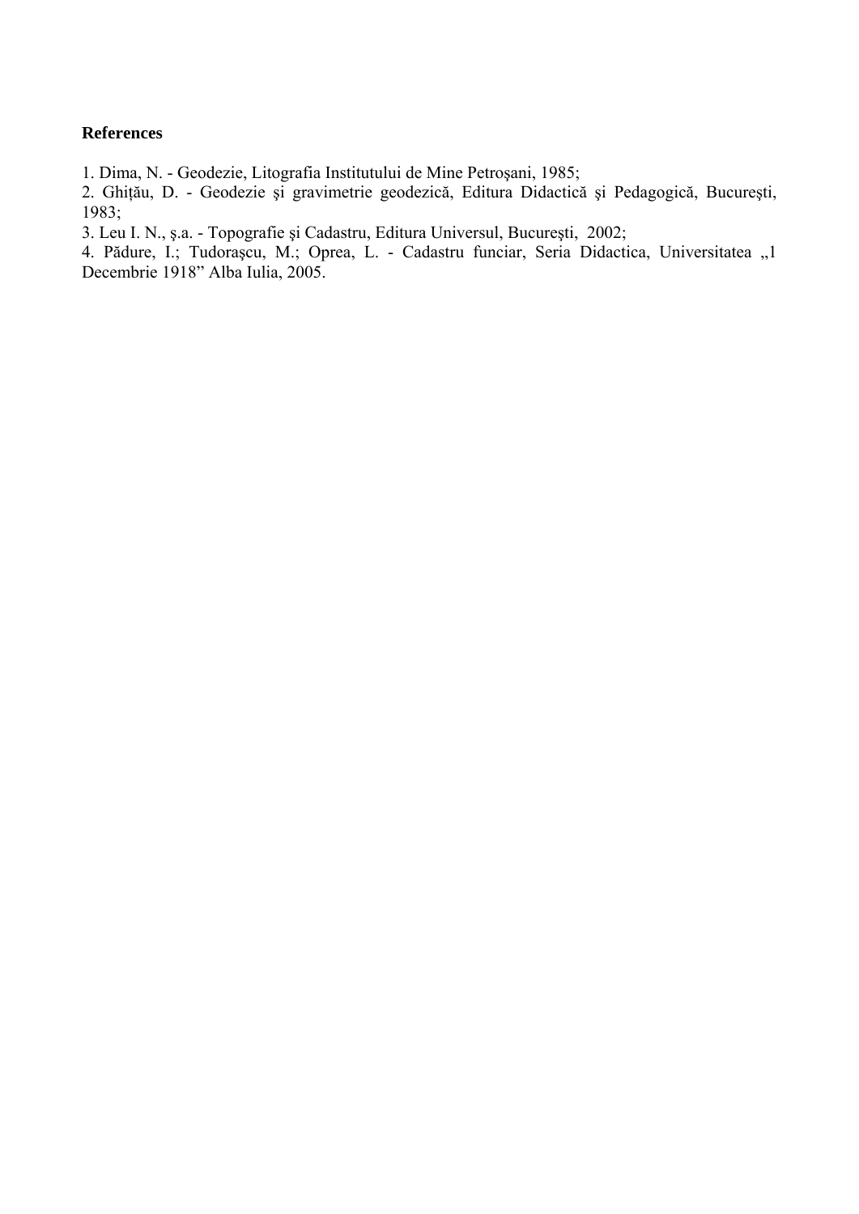**References**

1. Dima, N. - Geodezie, Litografia Institutului de Mine Petroşani, 1985;
2. Ghițău, D. - Geodezie şi gravimetrie geodezică, Editura Didactică şi Pedagogică, Bucureşti, 1983;
3. Leu I. N., ş.a. - Topografie şi Cadastru, Editura Universul, Bucureşti, 2002;
4. Pădure, I.; Tudoraşcu, M.; Oprea, L. - Cadastru funciar, Seria Didactica, Universitatea „1 Decembrie 1918" Alba Iulia, 2005.